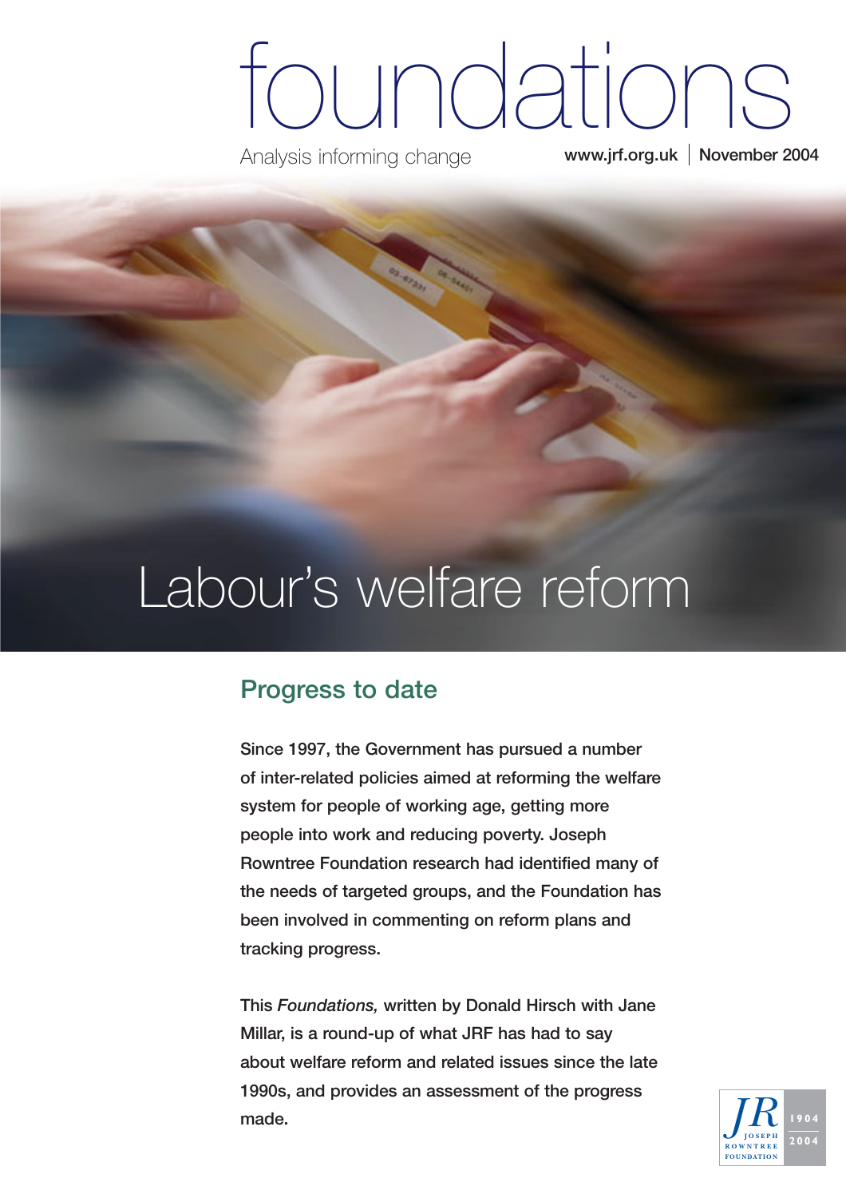# foundations

Analysis informing change

www.jrf.org.uk | November 2004

# Labour's welfare reform

## Progress to date

**Since 1997, the Government has pursued a number of inter-related policies aimed at reforming the welfare system for people of working age, getting more people into work and reducing poverty. Joseph Rowntree Foundation research had identified many of the needs of targeted groups, and the Foundation has been involved in commenting on reform plans and tracking progress.**

**This *Foundations,* written by Donald Hirsch with Jane Millar, is a round-up of what JRF has had to say about welfare reform and related issues since the late 1990s, and provides an assessment of the progress made.**

JR Joseph Rowntree Foundation 1904 2004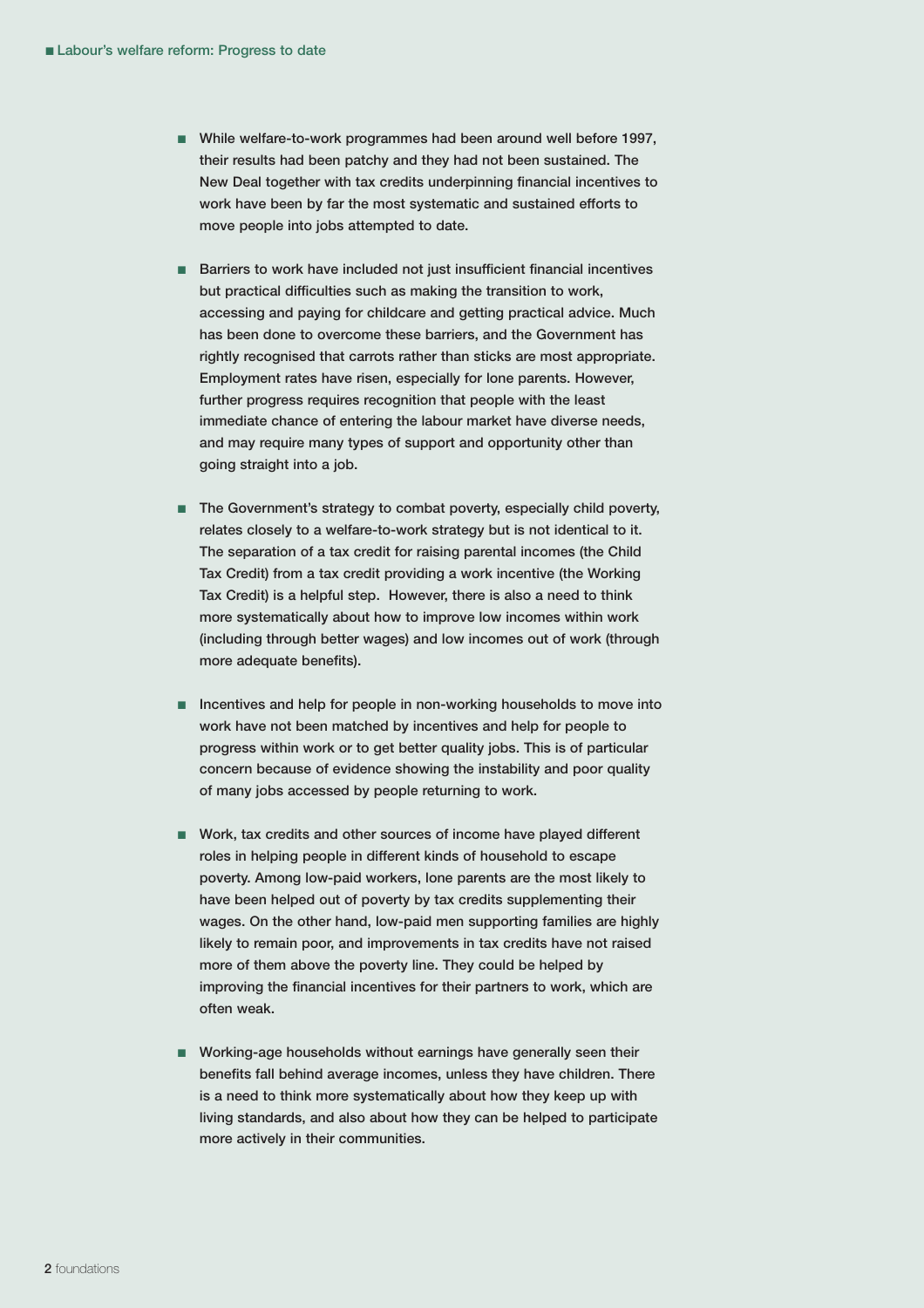- While welfare-to-work programmes had been around well before 1997, their results had been patchy and they had not been sustained. The New Deal together with tax credits underpinning financial incentives to work have been by far the most systematic and sustained efforts to move people into jobs attempted to date.

- Barriers to work have included not just insufficient financial incentives but practical difficulties such as making the transition to work, accessing and paying for childcare and getting practical advice. Much has been done to overcome these barriers, and the Government has rightly recognised that carrots rather than sticks are most appropriate. Employment rates have risen, especially for lone parents. However, further progress requires recognition that people with the least immediate chance of entering the labour market have diverse needs, and may require many types of support and opportunity other than going straight into a job.

- The Government's strategy to combat poverty, especially child poverty, relates closely to a welfare-to-work strategy but is not identical to it. The separation of a tax credit for raising parental incomes (the Child Tax Credit) from a tax credit providing a work incentive (the Working Tax Credit) is a helpful step. However, there is also a need to think more systematically about how to improve low incomes within work (including through better wages) and low incomes out of work (through more adequate benefits).

- Incentives and help for people in non-working households to move into work have not been matched by incentives and help for people to progress within work or to get better quality jobs. This is of particular concern because of evidence showing the instability and poor quality of many jobs accessed by people returning to work.

- Work, tax credits and other sources of income have played different roles in helping people in different kinds of household to escape poverty. Among low-paid workers, lone parents are the most likely to have been helped out of poverty by tax credits supplementing their wages. On the other hand, low-paid men supporting families are highly likely to remain poor, and improvements in tax credits have not raised more of them above the poverty line. They could be helped by improving the financial incentives for their partners to work, which are often weak.

- Working-age households without earnings have generally seen their benefits fall behind average incomes, unless they have children. There is a need to think more systematically about how they keep up with living standards, and also about how they can be helped to participate more actively in their communities.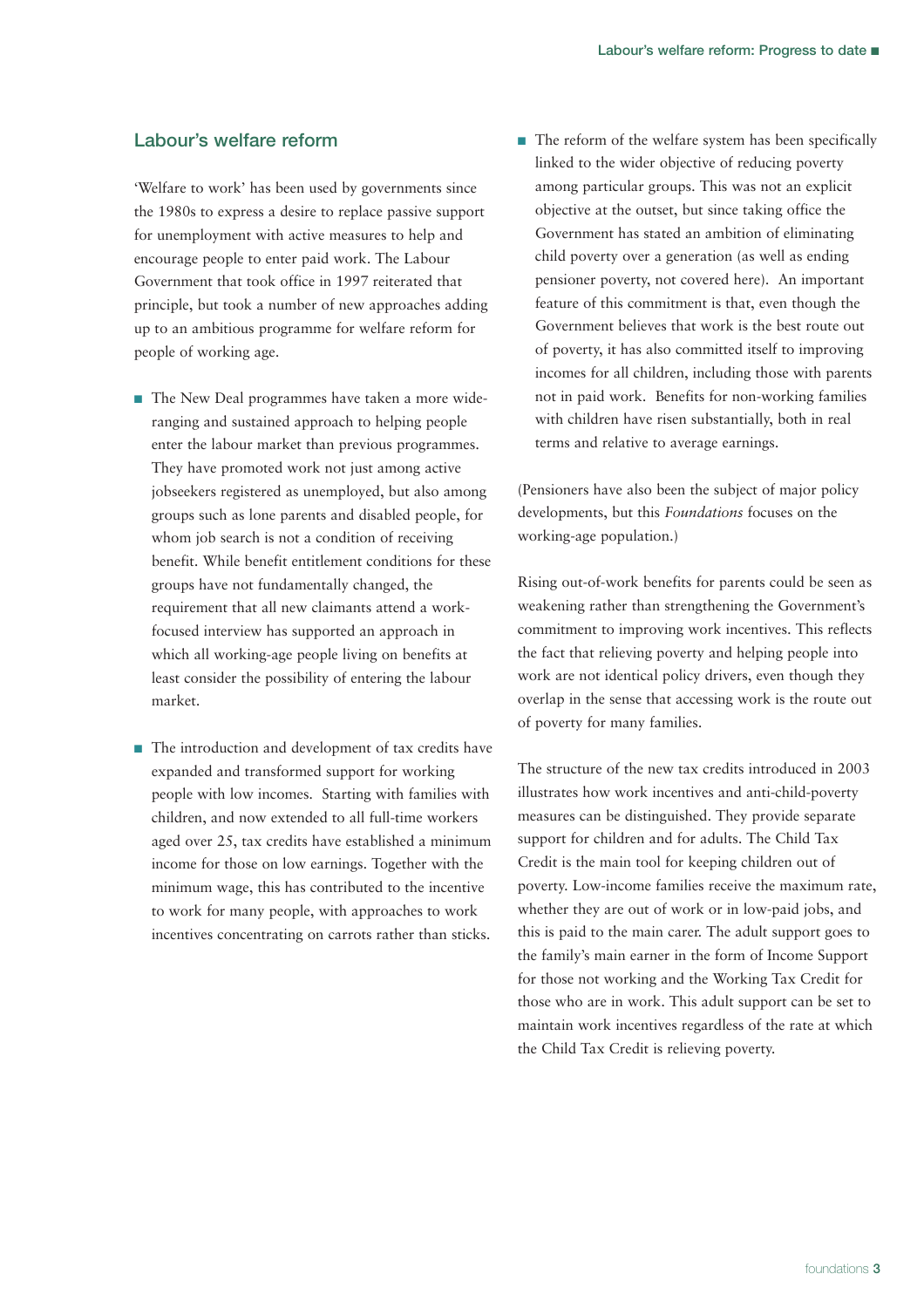## Labour's welfare reform

'Welfare to work' has been used by governments since the 1980s to express a desire to replace passive support for unemployment with active measures to help and encourage people to enter paid work. The Labour Government that took office in 1997 reiterated that principle, but took a number of new approaches adding up to an ambitious programme for welfare reform for people of working age.

- The New Deal programmes have taken a more wide-ranging and sustained approach to helping people enter the labour market than previous programmes. They have promoted work not just among active jobseekers registered as unemployed, but also among groups such as lone parents and disabled people, for whom job search is not a condition of receiving benefit. While benefit entitlement conditions for these groups have not fundamentally changed, the requirement that all new claimants attend a work-focused interview has supported an approach in which all working-age people living on benefits at least consider the possibility of entering the labour market.

- The introduction and development of tax credits have expanded and transformed support for working people with low incomes. Starting with families with children, and now extended to all full-time workers aged over 25, tax credits have established a minimum income for those on low earnings. Together with the minimum wage, this has contributed to the incentive to work for many people, with approaches to work incentives concentrating on carrots rather than sticks.

- The reform of the welfare system has been specifically linked to the wider objective of reducing poverty among particular groups. This was not an explicit objective at the outset, but since taking office the Government has stated an ambition of eliminating child poverty over a generation (as well as ending pensioner poverty, not covered here). An important feature of this commitment is that, even though the Government believes that work is the best route out of poverty, it has also committed itself to improving incomes for all children, including those with parents not in paid work. Benefits for non-working families with children have risen substantially, both in real terms and relative to average earnings.

(Pensioners have also been the subject of major policy developments, but this *Foundations* focuses on the working-age population.)

Rising out-of-work benefits for parents could be seen as weakening rather than strengthening the Government's commitment to improving work incentives. This reflects the fact that relieving poverty and helping people into work are not identical policy drivers, even though they overlap in the sense that accessing work is the route out of poverty for many families.

The structure of the new tax credits introduced in 2003 illustrates how work incentives and anti-child-poverty measures can be distinguished. They provide separate support for children and for adults. The Child Tax Credit is the main tool for keeping children out of poverty. Low-income families receive the maximum rate, whether they are out of work or in low-paid jobs, and this is paid to the main carer. The adult support goes to the family's main earner in the form of Income Support for those not working and the Working Tax Credit for those who are in work. This adult support can be set to maintain work incentives regardless of the rate at which the Child Tax Credit is relieving poverty.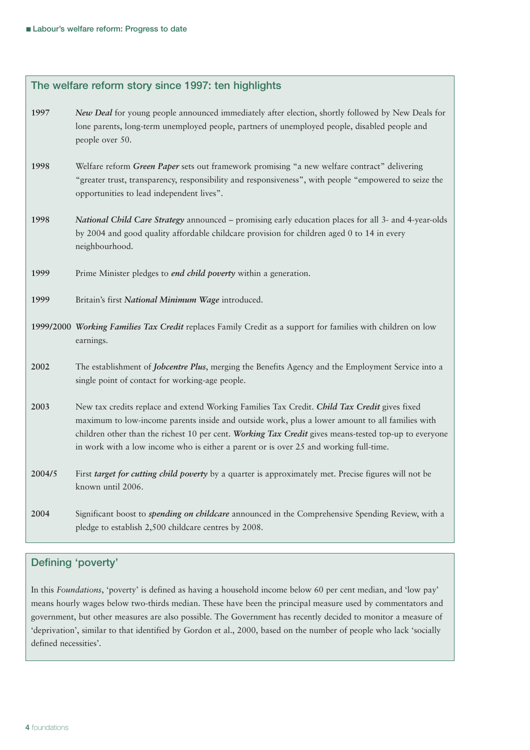## The welfare reform story since 1997: ten highlights

**1997** *New Deal* for young people announced immediately after election, shortly followed by New Deals for lone parents, long-term unemployed people, partners of unemployed people, disabled people and people over 50.

**1998** Welfare reform ***Green Paper*** sets out framework promising "a new welfare contract" delivering "greater trust, transparency, responsibility and responsiveness", with people "empowered to seize the opportunities to lead independent lives".

**1998** ***National Child Care Strategy*** announced – promising early education places for all 3- and 4-year-olds by 2004 and good quality affordable childcare provision for children aged 0 to 14 in every neighbourhood.

**1999** Prime Minister pledges to ***end child poverty*** within a generation.

**1999** Britain's first ***National Minimum Wage*** introduced.

**1999/2000** ***Working Families Tax Credit*** replaces Family Credit as a support for families with children on low earnings.

**2002** The establishment of ***Jobcentre Plus***, merging the Benefits Agency and the Employment Service into a single point of contact for working-age people.

**2003** New tax credits replace and extend Working Families Tax Credit. ***Child Tax Credit*** gives fixed maximum to low-income parents inside and outside work, plus a lower amount to all families with children other than the richest 10 per cent. ***Working Tax Credit*** gives means-tested top-up to everyone in work with a low income who is either a parent or is over 25 and working full-time.

**2004/5** First ***target for cutting child poverty*** by a quarter is approximately met. Precise figures will not be known until 2006.

**2004** Significant boost to ***spending on childcare*** announced in the Comprehensive Spending Review, with a pledge to establish 2,500 childcare centres by 2008.

## Defining 'poverty'

In this *Foundations*, 'poverty' is defined as having a household income below 60 per cent median, and 'low pay' means hourly wages below two-thirds median. These have been the principal measure used by commentators and government, but other measures are also possible. The Government has recently decided to monitor a measure of 'deprivation', similar to that identified by Gordon et al., 2000, based on the number of people who lack 'socially defined necessities'.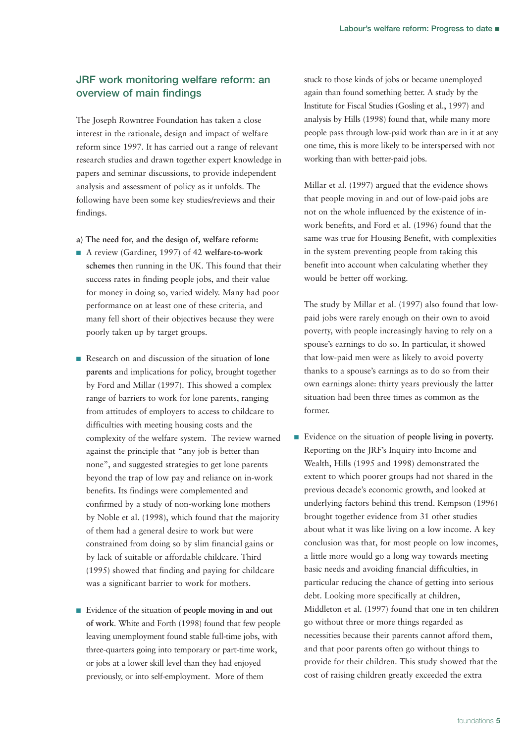## JRF work monitoring welfare reform: an overview of main findings

The Joseph Rowntree Foundation has taken a close interest in the rationale, design and impact of welfare reform since 1997. It has carried out a range of relevant research studies and drawn together expert knowledge in papers and seminar discussions, to provide independent analysis and assessment of policy as it unfolds. The following have been some key studies/reviews and their findings.

**a) The need for, and the design of, welfare reform:**

- A review (Gardiner, 1997) of 42 **welfare-to-work schemes** then running in the UK. This found that their success rates in finding people jobs, and their value for money in doing so, varied widely. Many had poor performance on at least one of these criteria, and many fell short of their objectives because they were poorly taken up by target groups.

- Research on and discussion of the situation of **lone parents** and implications for policy, brought together by Ford and Millar (1997). This showed a complex range of barriers to work for lone parents, ranging from attitudes of employers to access to childcare to difficulties with meeting housing costs and the complexity of the welfare system. The review warned against the principle that "any job is better than none", and suggested strategies to get lone parents beyond the trap of low pay and reliance on in-work benefits. Its findings were complemented and confirmed by a study of non-working lone mothers by Noble et al. (1998), which found that the majority of them had a general desire to work but were constrained from doing so by slim financial gains or by lack of suitable or affordable childcare. Third (1995) showed that finding and paying for childcare was a significant barrier to work for mothers.

- Evidence of the situation of **people moving in and out of work**. White and Forth (1998) found that few people leaving unemployment found stable full-time jobs, with three-quarters going into temporary or part-time work, or jobs at a lower skill level than they had enjoyed previously, or into self-employment. More of them stuck to those kinds of jobs or became unemployed again than found something better. A study by the Institute for Fiscal Studies (Gosling et al., 1997) and analysis by Hills (1998) found that, while many more people pass through low-paid work than are in it at any one time, this is more likely to be interspersed with not working than with better-paid jobs.

  Millar et al. (1997) argued that the evidence shows that people moving in and out of low-paid jobs are not on the whole influenced by the existence of in-work benefits, and Ford et al. (1996) found that the same was true for Housing Benefit, with complexities in the system preventing people from taking this benefit into account when calculating whether they would be better off working.

  The study by Millar et al. (1997) also found that low-paid jobs were rarely enough on their own to avoid poverty, with people increasingly having to rely on a spouse's earnings to do so. In particular, it showed that low-paid men were as likely to avoid poverty thanks to a spouse's earnings as to do so from their own earnings alone: thirty years previously the latter situation had been three times as common as the former.

- Evidence on the situation of **people living in poverty.** Reporting on the JRF's Inquiry into Income and Wealth, Hills (1995 and 1998) demonstrated the extent to which poorer groups had not shared in the previous decade's economic growth, and looked at underlying factors behind this trend. Kempson (1996) brought together evidence from 31 other studies about what it was like living on a low income. A key conclusion was that, for most people on low incomes, a little more would go a long way towards meeting basic needs and avoiding financial difficulties, in particular reducing the chance of getting into serious debt. Looking more specifically at children, Middleton et al. (1997) found that one in ten children go without three or more things regarded as necessities because their parents cannot afford them, and that poor parents often go without things to provide for their children. This study showed that the cost of raising children greatly exceeded the extra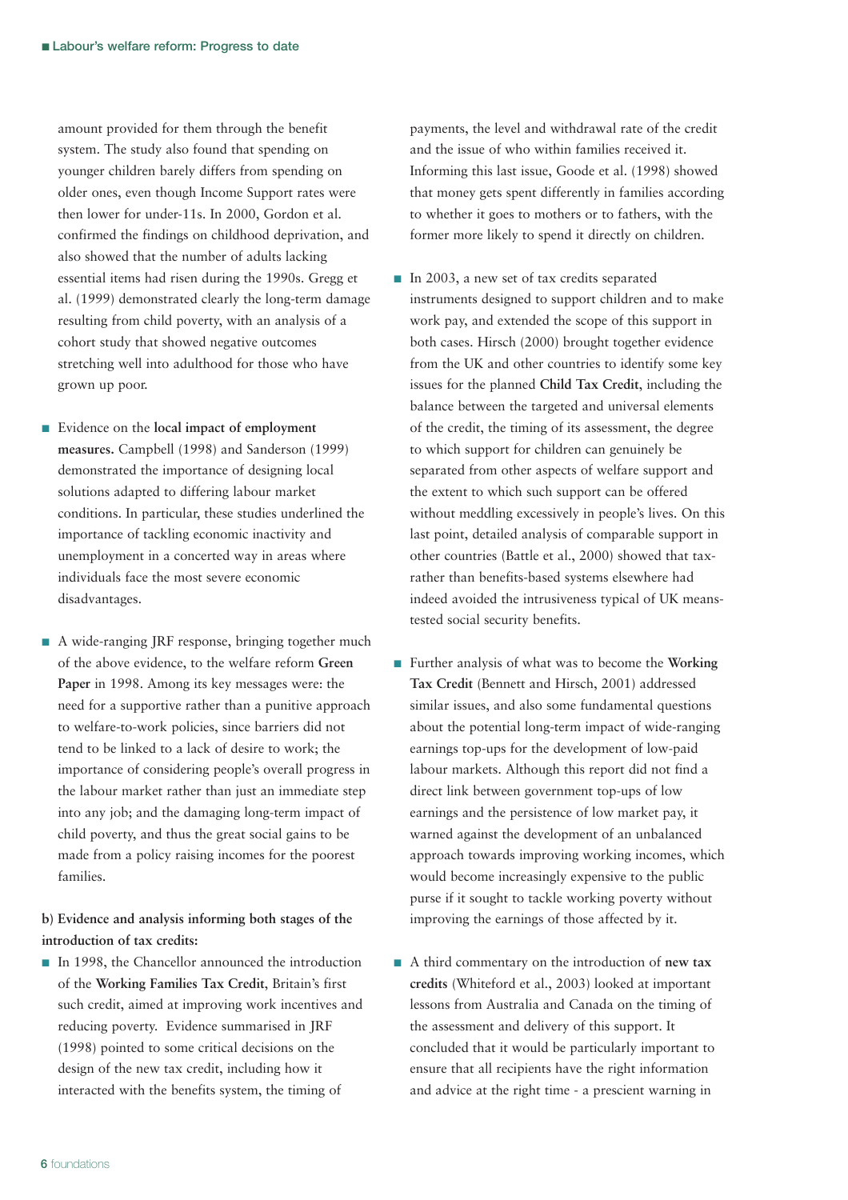amount provided for them through the benefit system. The study also found that spending on younger children barely differs from spending on older ones, even though Income Support rates were then lower for under-11s. In 2000, Gordon et al. confirmed the findings on childhood deprivation, and also showed that the number of adults lacking essential items had risen during the 1990s. Gregg et al. (1999) demonstrated clearly the long-term damage resulting from child poverty, with an analysis of a cohort study that showed negative outcomes stretching well into adulthood for those who have grown up poor.

- Evidence on the **local impact of employment measures.** Campbell (1998) and Sanderson (1999) demonstrated the importance of designing local solutions adapted to differing labour market conditions. In particular, these studies underlined the importance of tackling economic inactivity and unemployment in a concerted way in areas where individuals face the most severe economic disadvantages.

- A wide-ranging JRF response, bringing together much of the above evidence, to the welfare reform **Green Paper** in 1998. Among its key messages were: the need for a supportive rather than a punitive approach to welfare-to-work policies, since barriers did not tend to be linked to a lack of desire to work; the importance of considering people's overall progress in the labour market rather than just an immediate step into any job; and the damaging long-term impact of child poverty, and thus the great social gains to be made from a policy raising incomes for the poorest families.

**b) Evidence and analysis informing both stages of the introduction of tax credits:**

- In 1998, the Chancellor announced the introduction of the **Working Families Tax Credit**, Britain's first such credit, aimed at improving work incentives and reducing poverty. Evidence summarised in JRF (1998) pointed to some critical decisions on the design of the new tax credit, including how it interacted with the benefits system, the timing of payments, the level and withdrawal rate of the credit and the issue of who within families received it. Informing this last issue, Goode et al. (1998) showed that money gets spent differently in families according to whether it goes to mothers or to fathers, with the former more likely to spend it directly on children.

- In 2003, a new set of tax credits separated instruments designed to support children and to make work pay, and extended the scope of this support in both cases. Hirsch (2000) brought together evidence from the UK and other countries to identify some key issues for the planned **Child Tax Credit**, including the balance between the targeted and universal elements of the credit, the timing of its assessment, the degree to which support for children can genuinely be separated from other aspects of welfare support and the extent to which such support can be offered without meddling excessively in people's lives. On this last point, detailed analysis of comparable support in other countries (Battle et al., 2000) showed that tax- rather than benefits-based systems elsewhere had indeed avoided the intrusiveness typical of UK means-tested social security benefits.

- Further analysis of what was to become the **Working Tax Credit** (Bennett and Hirsch, 2001) addressed similar issues, and also some fundamental questions about the potential long-term impact of wide-ranging earnings top-ups for the development of low-paid labour markets. Although this report did not find a direct link between government top-ups of low earnings and the persistence of low market pay, it warned against the development of an unbalanced approach towards improving working incomes, which would become increasingly expensive to the public purse if it sought to tackle working poverty without improving the earnings of those affected by it.

- A third commentary on the introduction of **new tax credits** (Whiteford et al., 2003) looked at important lessons from Australia and Canada on the timing of the assessment and delivery of this support. It concluded that it would be particularly important to ensure that all recipients have the right information and advice at the right time - a prescient warning in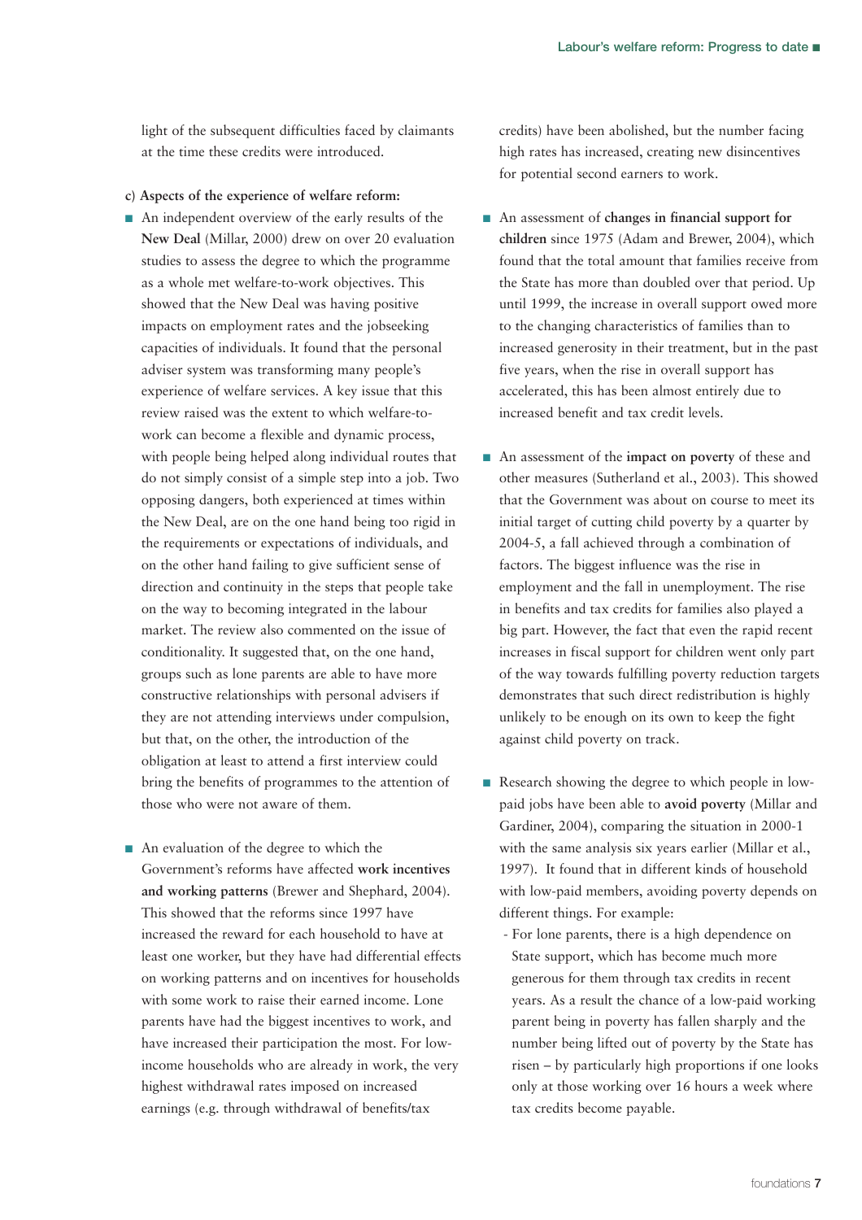light of the subsequent difficulties faced by claimants at the time these credits were introduced.

**c) Aspects of the experience of welfare reform:**

- An independent overview of the early results of the **New Deal** (Millar, 2000) drew on over 20 evaluation studies to assess the degree to which the programme as a whole met welfare-to-work objectives. This showed that the New Deal was having positive impacts on employment rates and the jobseeking capacities of individuals. It found that the personal adviser system was transforming many people's experience of welfare services. A key issue that this review raised was the extent to which welfare-to-work can become a flexible and dynamic process, with people being helped along individual routes that do not simply consist of a simple step into a job. Two opposing dangers, both experienced at times within the New Deal, are on the one hand being too rigid in the requirements or expectations of individuals, and on the other hand failing to give sufficient sense of direction and continuity in the steps that people take on the way to becoming integrated in the labour market. The review also commented on the issue of conditionality. It suggested that, on the one hand, groups such as lone parents are able to have more constructive relationships with personal advisers if they are not attending interviews under compulsion, but that, on the other, the introduction of the obligation at least to attend a first interview could bring the benefits of programmes to the attention of those who were not aware of them.

- An evaluation of the degree to which the Government's reforms have affected **work incentives and working patterns** (Brewer and Shephard, 2004). This showed that the reforms since 1997 have increased the reward for each household to have at least one worker, but they have had differential effects on working patterns and on incentives for households with some work to raise their earned income. Lone parents have had the biggest incentives to work, and have increased their participation the most. For low-income households who are already in work, the very highest withdrawal rates imposed on increased earnings (e.g. through withdrawal of benefits/tax credits) have been abolished, but the number facing high rates has increased, creating new disincentives for potential second earners to work.

- An assessment of **changes in financial support for children** since 1975 (Adam and Brewer, 2004), which found that the total amount that families receive from the State has more than doubled over that period. Up until 1999, the increase in overall support owed more to the changing characteristics of families than to increased generosity in their treatment, but in the past five years, when the rise in overall support has accelerated, this has been almost entirely due to increased benefit and tax credit levels.

- An assessment of the **impact on poverty** of these and other measures (Sutherland et al., 2003). This showed that the Government was about on course to meet its initial target of cutting child poverty by a quarter by 2004-5, a fall achieved through a combination of factors. The biggest influence was the rise in employment and the fall in unemployment. The rise in benefits and tax credits for families also played a big part. However, the fact that even the rapid recent increases in fiscal support for children went only part of the way towards fulfilling poverty reduction targets demonstrates that such direct redistribution is highly unlikely to be enough on its own to keep the fight against child poverty on track.

- Research showing the degree to which people in low-paid jobs have been able to **avoid poverty** (Millar and Gardiner, 2004), comparing the situation in 2000-1 with the same analysis six years earlier (Millar et al., 1997). It found that in different kinds of household with low-paid members, avoiding poverty depends on different things. For example:
  - For lone parents, there is a high dependence on State support, which has become much more generous for them through tax credits in recent years. As a result the chance of a low-paid working parent being in poverty has fallen sharply and the number being lifted out of poverty by the State has risen – by particularly high proportions if one looks only at those working over 16 hours a week where tax credits become payable.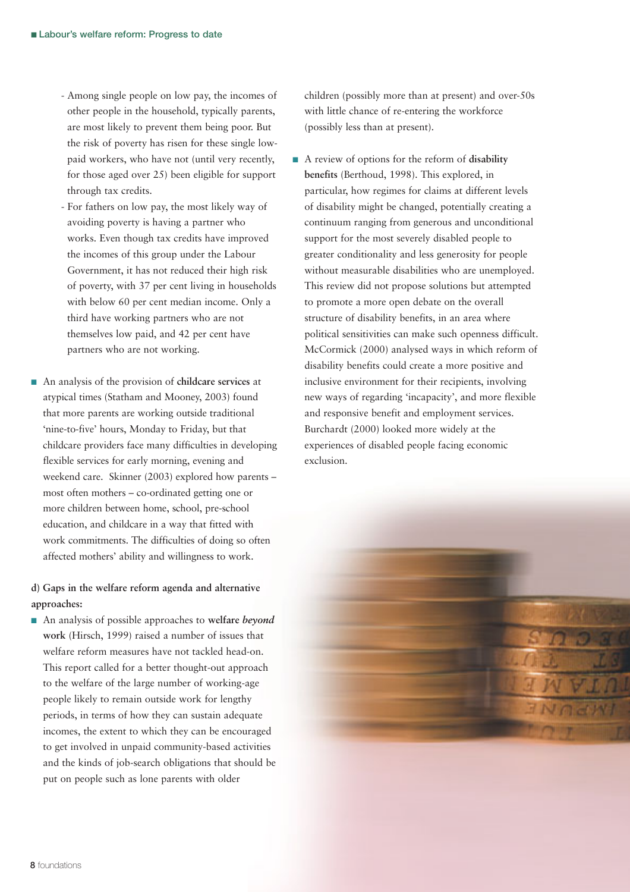- Among single people on low pay, the incomes of other people in the household, typically parents, are most likely to prevent them being poor. But the risk of poverty has risen for these single low-paid workers, who have not (until very recently, for those aged over 25) been eligible for support through tax credits.
- For fathers on low pay, the most likely way of avoiding poverty is having a partner who works. Even though tax credits have improved the incomes of this group under the Labour Government, it has not reduced their high risk of poverty, with 37 per cent living in households with below 60 per cent median income. Only a third have working partners who are not themselves low paid, and 42 per cent have partners who are not working.

- An analysis of the provision of **childcare services** at atypical times (Statham and Mooney, 2003) found that more parents are working outside traditional 'nine-to-five' hours, Monday to Friday, but that childcare providers face many difficulties in developing flexible services for early morning, evening and weekend care. Skinner (2003) explored how parents – most often mothers – co-ordinated getting one or more children between home, school, pre-school education, and childcare in a way that fitted with work commitments. The difficulties of doing so often affected mothers' ability and willingness to work.

**d) Gaps in the welfare reform agenda and alternative approaches:**

- An analysis of possible approaches to **welfare *beyond* work** (Hirsch, 1999) raised a number of issues that welfare reform measures have not tackled head-on. This report called for a better thought-out approach to the welfare of the large number of working-age people likely to remain outside work for lengthy periods, in terms of how they can sustain adequate incomes, the extent to which they can be encouraged to get involved in unpaid community-based activities and the kinds of job-search obligations that should be put on people such as lone parents with older children (possibly more than at present) and over-50s with little chance of re-entering the workforce (possibly less than at present).

- A review of options for the reform of **disability benefits** (Berthoud, 1998). This explored, in particular, how regimes for claims at different levels of disability might be changed, potentially creating a continuum ranging from generous and unconditional support for the most severely disabled people to greater conditionality and less generosity for people without measurable disabilities who are unemployed. This review did not propose solutions but attempted to promote a more open debate on the overall structure of disability benefits, in an area where political sensitivities can make such openness difficult. McCormick (2000) analysed ways in which reform of disability benefits could create a more positive and inclusive environment for their recipients, involving new ways of regarding 'incapacity', and more flexible and responsive benefit and employment services. Burchardt (2000) looked more widely at the experiences of disabled people facing economic exclusion.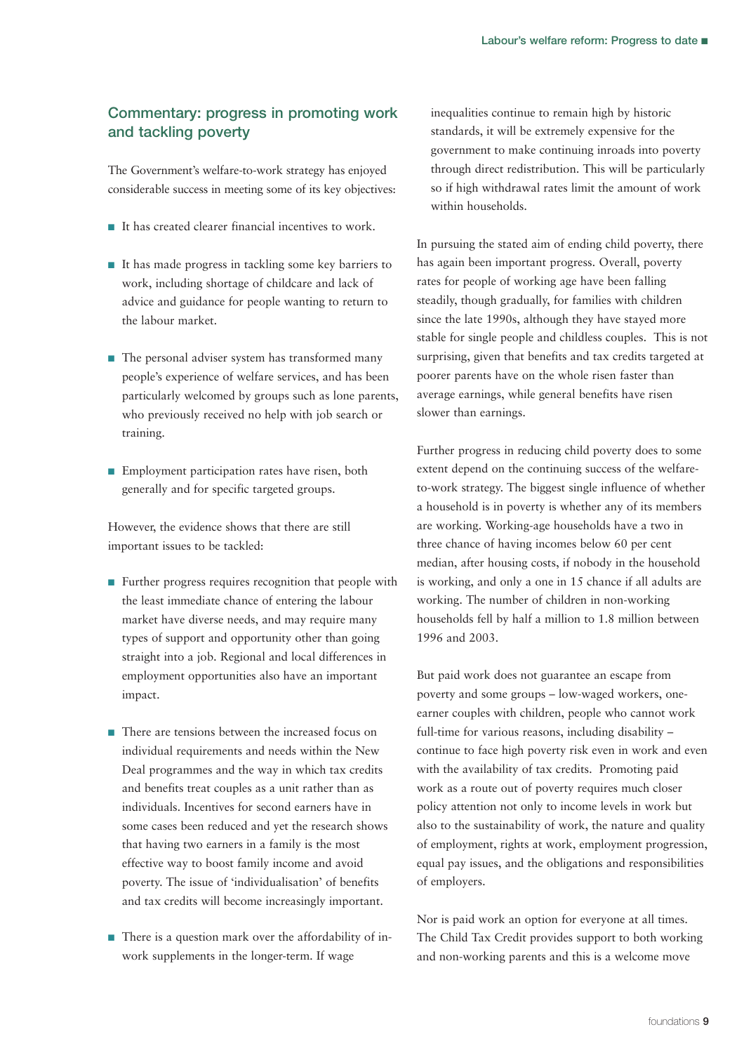## Commentary: progress in promoting work and tackling poverty

The Government's welfare-to-work strategy has enjoyed considerable success in meeting some of its key objectives:

- It has created clearer financial incentives to work.
- It has made progress in tackling some key barriers to work, including shortage of childcare and lack of advice and guidance for people wanting to return to the labour market.
- The personal adviser system has transformed many people's experience of welfare services, and has been particularly welcomed by groups such as lone parents, who previously received no help with job search or training.
- Employment participation rates have risen, both generally and for specific targeted groups.

However, the evidence shows that there are still important issues to be tackled:

- Further progress requires recognition that people with the least immediate chance of entering the labour market have diverse needs, and may require many types of support and opportunity other than going straight into a job. Regional and local differences in employment opportunities also have an important impact.
- There are tensions between the increased focus on individual requirements and needs within the New Deal programmes and the way in which tax credits and benefits treat couples as a unit rather than as individuals. Incentives for second earners have in some cases been reduced and yet the research shows that having two earners in a family is the most effective way to boost family income and avoid poverty. The issue of 'individualisation' of benefits and tax credits will become increasingly important.
- There is a question mark over the affordability of in-work supplements in the longer-term. If wage inequalities continue to remain high by historic standards, it will be extremely expensive for the government to make continuing inroads into poverty through direct redistribution. This will be particularly so if high withdrawal rates limit the amount of work within households.

In pursuing the stated aim of ending child poverty, there has again been important progress. Overall, poverty rates for people of working age have been falling steadily, though gradually, for families with children since the late 1990s, although they have stayed more stable for single people and childless couples. This is not surprising, given that benefits and tax credits targeted at poorer parents have on the whole risen faster than average earnings, while general benefits have risen slower than earnings.

Further progress in reducing child poverty does to some extent depend on the continuing success of the welfare-to-work strategy. The biggest single influence of whether a household is in poverty is whether any of its members are working. Working-age households have a two in three chance of having incomes below 60 per cent median, after housing costs, if nobody in the household is working, and only a one in 15 chance if all adults are working. The number of children in non-working households fell by half a million to 1.8 million between 1996 and 2003.

But paid work does not guarantee an escape from poverty and some groups – low-waged workers, one-earner couples with children, people who cannot work full-time for various reasons, including disability – continue to face high poverty risk even in work and even with the availability of tax credits. Promoting paid work as a route out of poverty requires much closer policy attention not only to income levels in work but also to the sustainability of work, the nature and quality of employment, rights at work, employment progression, equal pay issues, and the obligations and responsibilities of employers.

Nor is paid work an option for everyone at all times. The Child Tax Credit provides support to both working and non-working parents and this is a welcome move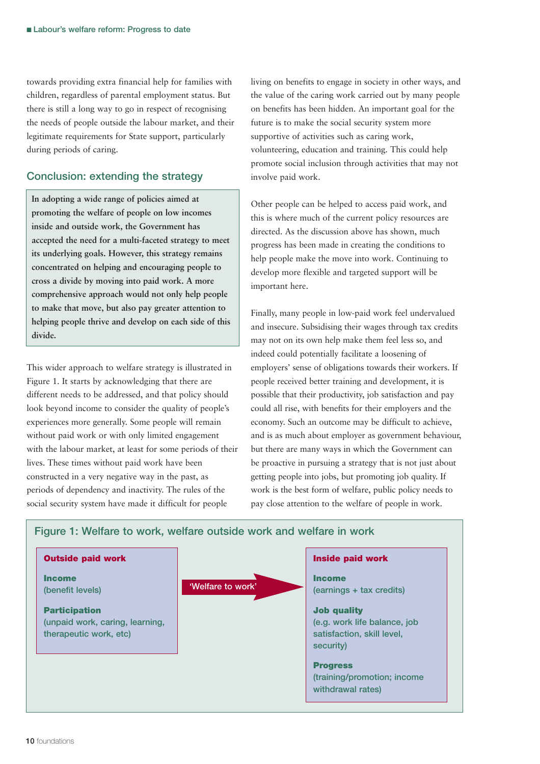towards providing extra financial help for families with children, regardless of parental employment status. But there is still a long way to go in respect of recognising the needs of people outside the labour market, and their legitimate requirements for State support, particularly during periods of caring.

## Conclusion: extending the strategy

**In adopting a wide range of policies aimed at promoting the welfare of people on low incomes inside and outside work, the Government has accepted the need for a multi-faceted strategy to meet its underlying goals. However, this strategy remains concentrated on helping and encouraging people to cross a divide by moving into paid work. A more comprehensive approach would not only help people to make that move, but also pay greater attention to helping people thrive and develop on each side of this divide.**

This wider approach to welfare strategy is illustrated in Figure 1. It starts by acknowledging that there are different needs to be addressed, and that policy should look beyond income to consider the quality of people's experiences more generally. Some people will remain without paid work or with only limited engagement with the labour market, at least for some periods of their lives. These times without paid work have been constructed in a very negative way in the past, as periods of dependency and inactivity. The rules of the social security system have made it difficult for people living on benefits to engage in society in other ways, and the value of the caring work carried out by many people on benefits has been hidden. An important goal for the future is to make the social security system more supportive of activities such as caring work, volunteering, education and training. This could help promote social inclusion through activities that may not involve paid work.

Other people can be helped to access paid work, and this is where much of the current policy resources are directed. As the discussion above has shown, much progress has been made in creating the conditions to help people make the move into work. Continuing to develop more flexible and targeted support will be important here.

Finally, many people in low-paid work feel undervalued and insecure. Subsidising their wages through tax credits may not on its own help make them feel less so, and indeed could potentially facilitate a loosening of employers' sense of obligations towards their workers. If people received better training and development, it is possible that their productivity, job satisfaction and pay could all rise, with benefits for their employers and the economy. Such an outcome may be difficult to achieve, and is as much about employer as government behaviour, but there are many ways in which the Government can be proactive in pursuing a strategy that is not just about getting people into jobs, but promoting job quality. If work is the best form of welfare, public policy needs to pay close attention to the welfare of people in work.

### Figure 1: Welfare to work, welfare outside work and welfare in work

| Outside paid work | 'Welfare to work' → | Inside paid work |
|---|---|---|
| **Income** (benefit levels) | | **Income** (earnings + tax credits) |
| **Participation** (unpaid work, caring, learning, therapeutic work, etc) | | **Job quality** (e.g. work life balance, job satisfaction, skill level, security) |
| | | **Progress** (training/promotion; income withdrawal rates) |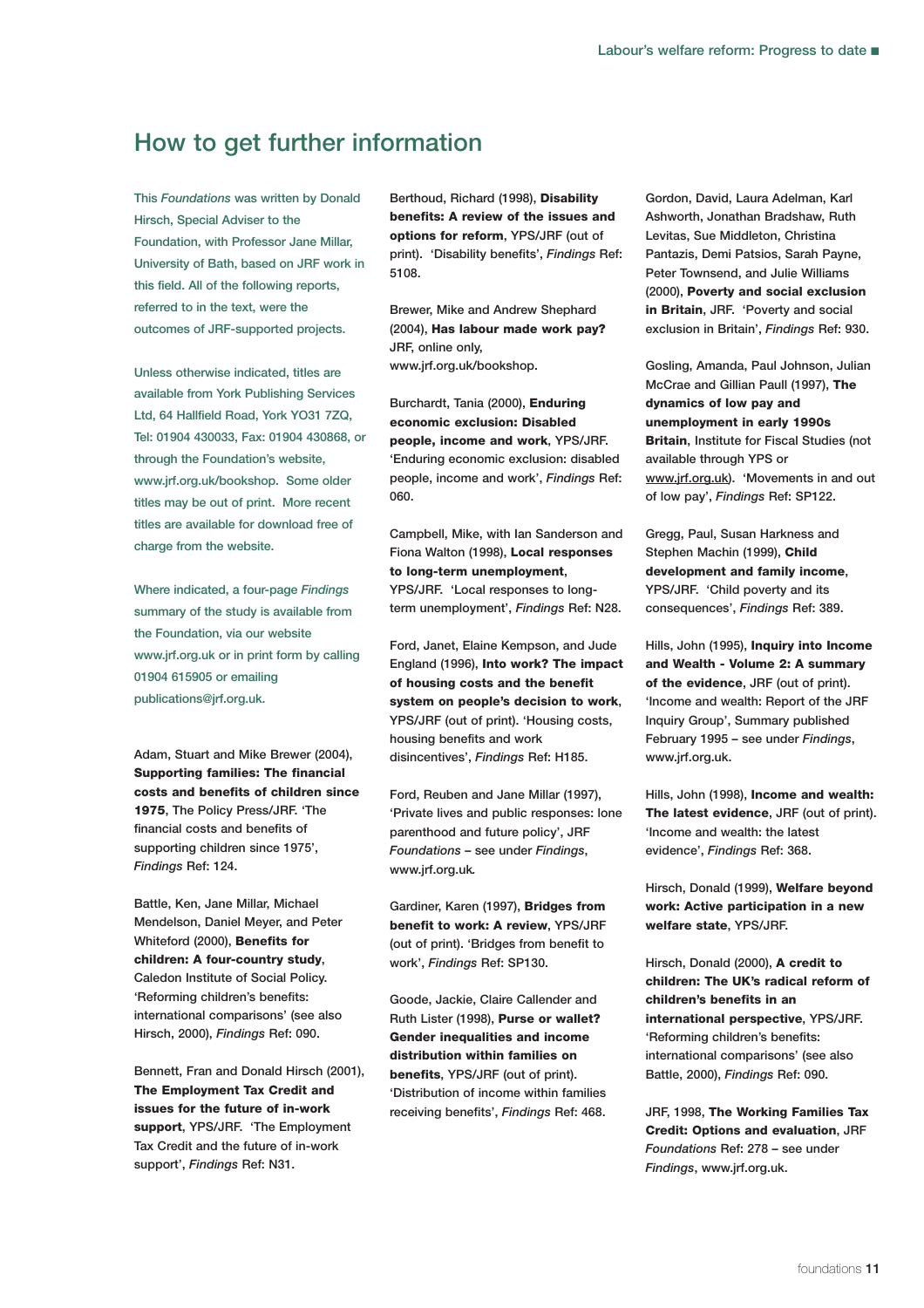# How to get further information

This *Foundations* was written by Donald Hirsch, Special Adviser to the Foundation, with Professor Jane Millar, University of Bath, based on JRF work in this field. All of the following reports, referred to in the text, were the outcomes of JRF-supported projects.

Unless otherwise indicated, titles are available from York Publishing Services Ltd, 64 Hallfield Road, York YO31 7ZQ, Tel: 01904 430033, Fax: 01904 430868, or through the Foundation's website, www.jrf.org.uk/bookshop. Some older titles may be out of print. More recent titles are available for download free of charge from the website.

Where indicated, a four-page *Findings* summary of the study is available from the Foundation, via our website www.jrf.org.uk or in print form by calling 01904 615905 or emailing publications@jrf.org.uk.

Adam, Stuart and Mike Brewer (2004), **Supporting families: The financial costs and benefits of children since 1975**, The Policy Press/JRF. 'The financial costs and benefits of supporting children since 1975', *Findings* Ref: 124.

Battle, Ken, Jane Millar, Michael Mendelson, Daniel Meyer, and Peter Whiteford (2000), **Benefits for children: A four-country study**, Caledon Institute of Social Policy. 'Reforming children's benefits: international comparisons' (see also Hirsch, 2000), *Findings* Ref: 090.

Bennett, Fran and Donald Hirsch (2001), **The Employment Tax Credit and issues for the future of in-work support**, YPS/JRF. 'The Employment Tax Credit and the future of in-work support', *Findings* Ref: N31.

Berthoud, Richard (1998), **Disability benefits: A review of the issues and options for reform**, YPS/JRF (out of print). 'Disability benefits', *Findings* Ref: 5108.

Brewer, Mike and Andrew Shephard (2004), **Has labour made work pay?** JRF, online only, www.jrf.org.uk/bookshop.

Burchardt, Tania (2000), **Enduring economic exclusion: Disabled people, income and work**, YPS/JRF. 'Enduring economic exclusion: disabled people, income and work', *Findings* Ref: 060.

Campbell, Mike, with Ian Sanderson and Fiona Walton (1998), **Local responses to long-term unemployment**, YPS/JRF. 'Local responses to long-term unemployment', *Findings* Ref: N28.

Ford, Janet, Elaine Kempson, and Jude England (1996), **Into work? The impact of housing costs and the benefit system on people's decision to work**, YPS/JRF (out of print). 'Housing costs, housing benefits and work disincentives', *Findings* Ref: H185.

Ford, Reuben and Jane Millar (1997), 'Private lives and public responses: lone parenthood and future policy', JRF *Foundations* – see under *Findings*, www.jrf.org.uk.

Gardiner, Karen (1997), **Bridges from benefit to work: A review**, YPS/JRF (out of print). 'Bridges from benefit to work', *Findings* Ref: SP130.

Goode, Jackie, Claire Callender and Ruth Lister (1998), **Purse or wallet? Gender inequalities and income distribution within families on benefits**, YPS/JRF (out of print). 'Distribution of income within families receiving benefits', *Findings* Ref: 468.

Gordon, David, Laura Adelman, Karl Ashworth, Jonathan Bradshaw, Ruth Levitas, Sue Middleton, Christina Pantazis, Demi Patsios, Sarah Payne, Peter Townsend, and Julie Williams (2000), **Poverty and social exclusion in Britain**, JRF. 'Poverty and social exclusion in Britain', *Findings* Ref: 930.

Gosling, Amanda, Paul Johnson, Julian McCrae and Gillian Paull (1997), **The dynamics of low pay and unemployment in early 1990s Britain**, Institute for Fiscal Studies (not available through YPS or www.jrf.org.uk). 'Movements in and out of low pay', *Findings* Ref: SP122.

Gregg, Paul, Susan Harkness and Stephen Machin (1999), **Child development and family income**, YPS/JRF. 'Child poverty and its consequences', *Findings* Ref: 389.

Hills, John (1995), **Inquiry into Income and Wealth - Volume 2: A summary of the evidence**, JRF (out of print). 'Income and wealth: Report of the JRF Inquiry Group', Summary published February 1995 – see under *Findings*, www.jrf.org.uk.

Hills, John (1998), **Income and wealth: The latest evidence**, JRF (out of print). 'Income and wealth: the latest evidence', *Findings* Ref: 368.

Hirsch, Donald (1999), **Welfare beyond work: Active participation in a new welfare state**, YPS/JRF.

Hirsch, Donald (2000), **A credit to children: The UK's radical reform of children's benefits in an international perspective**, YPS/JRF. 'Reforming children's benefits: international comparisons' (see also Battle, 2000), *Findings* Ref: 090.

JRF, 1998, **The Working Families Tax Credit: Options and evaluation**, JRF *Foundations* Ref: 278 – see under *Findings*, www.jrf.org.uk.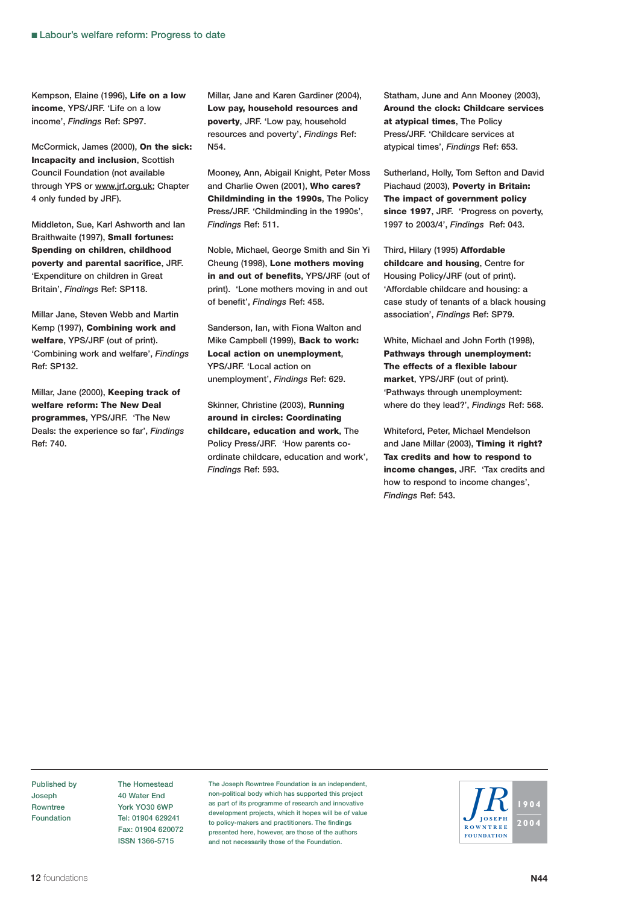Kempson, Elaine (1996), **Life on a low income**, YPS/JRF. 'Life on a low income', *Findings* Ref: SP97.

McCormick, James (2000), **On the sick: Incapacity and inclusion**, Scottish Council Foundation (not available through YPS or www.jrf.org.uk; Chapter 4 only funded by JRF).

Middleton, Sue, Karl Ashworth and Ian Braithwaite (1997), **Small fortunes: Spending on children, childhood poverty and parental sacrifice**, JRF. 'Expenditure on children in Great Britain', *Findings* Ref: SP118.

Millar Jane, Steven Webb and Martin Kemp (1997), **Combining work and welfare**, YPS/JRF (out of print). 'Combining work and welfare', *Findings* Ref: SP132.

Millar, Jane (2000), **Keeping track of welfare reform: The New Deal programmes**, YPS/JRF. 'The New Deals: the experience so far', *Findings* Ref: 740.

Millar, Jane and Karen Gardiner (2004), **Low pay, household resources and poverty**, JRF. 'Low pay, household resources and poverty', *Findings* Ref: N54.

Mooney, Ann, Abigail Knight, Peter Moss and Charlie Owen (2001), **Who cares? Childminding in the 1990s**, The Policy Press/JRF. 'Childminding in the 1990s', *Findings* Ref: 511.

Noble, Michael, George Smith and Sin Yi Cheung (1998), **Lone mothers moving in and out of benefits**, YPS/JRF (out of print). 'Lone mothers moving in and out of benefit', *Findings* Ref: 458.

Sanderson, Ian, with Fiona Walton and Mike Campbell (1999), **Back to work: Local action on unemployment**, YPS/JRF. 'Local action on unemployment', *Findings* Ref: 629.

Skinner, Christine (2003), **Running around in circles: Coordinating childcare, education and work**, The Policy Press/JRF. 'How parents co-ordinate childcare, education and work', *Findings* Ref: 593.

Statham, June and Ann Mooney (2003), **Around the clock: Childcare services at atypical times**, The Policy Press/JRF. 'Childcare services at atypical times', *Findings* Ref: 653.

Sutherland, Holly, Tom Sefton and David Piachaud (2003), **Poverty in Britain: The impact of government policy since 1997**, JRF. 'Progress on poverty, 1997 to 2003/4', *Findings* Ref: 043.

Third, Hilary (1995) **Affordable childcare and housing**, Centre for Housing Policy/JRF (out of print). 'Affordable childcare and housing: a case study of tenants of a black housing association', *Findings* Ref: SP79.

White, Michael and John Forth (1998), **Pathways through unemployment: The effects of a flexible labour market**, YPS/JRF (out of print). 'Pathways through unemployment: where do they lead?', *Findings* Ref: 568.

Whiteford, Peter, Michael Mendelson and Jane Millar (2003), **Timing it right? Tax credits and how to respond to income changes**, JRF. 'Tax credits and how to respond to income changes', *Findings* Ref: 543.

---

Published by Joseph Rowntree Foundation

The Homestead
40 Water End
York YO30 6WP
Tel: 01904 629241
Fax: 01904 620072
ISSN 1366-5715

The Joseph Rowntree Foundation is an independent, non-political body which has supported this project as part of its programme of research and innovative development projects, which it hopes will be of value to policy-makers and practitioners. The findings presented here, however, are those of the authors and not necessarily those of the Foundation.

JR Joseph Rowntree Foundation 1904 2004

N44